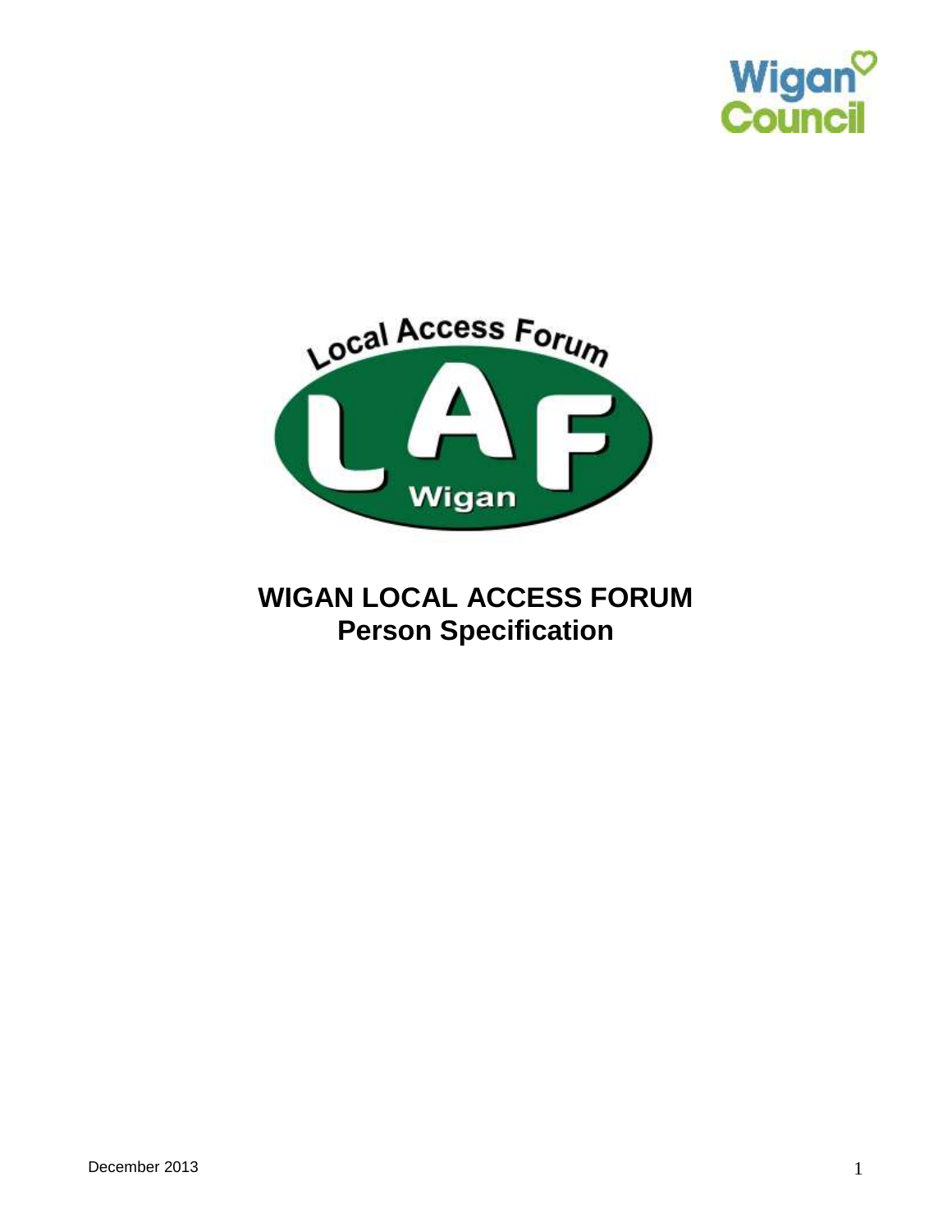# WIGAN LOCAL ACCESS FORUM
## Person Specification

December 2013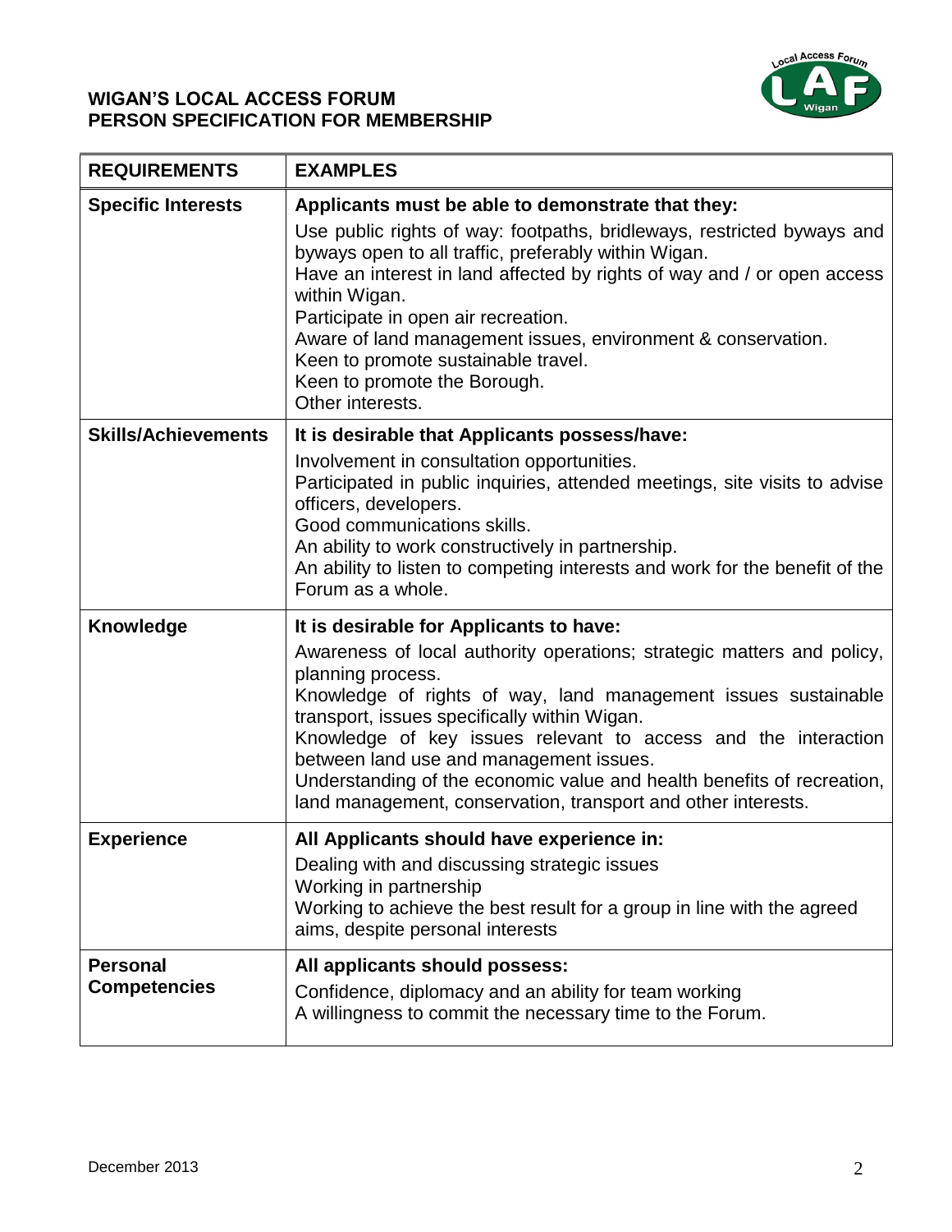**WIGAN'S LOCAL ACCESS FORUM**
**PERSON SPECIFICATION FOR MEMBERSHIP**

| REQUIREMENTS | EXAMPLES |
|---|---|
| **Specific Interests** | **Applicants must be able to demonstrate that they:**<br>Use public rights of way: footpaths, bridleways, restricted byways and byways open to all traffic, preferably within Wigan.<br>Have an interest in land affected by rights of way and / or open access within Wigan.<br>Participate in open air recreation.<br>Aware of land management issues, environment & conservation.<br>Keen to promote sustainable travel.<br>Keen to promote the Borough.<br>Other interests. |
| **Skills/Achievements** | **It is desirable that Applicants possess/have:**<br>Involvement in consultation opportunities.<br>Participated in public inquiries, attended meetings, site visits to advise officers, developers.<br>Good communications skills.<br>An ability to work constructively in partnership.<br>An ability to listen to competing interests and work for the benefit of the Forum as a whole. |
| **Knowledge** | **It is desirable for Applicants to have:**<br>Awareness of local authority operations; strategic matters and policy, planning process.<br>Knowledge of rights of way, land management issues sustainable transport, issues specifically within Wigan.<br>Knowledge of key issues relevant to access and the interaction between land use and management issues.<br>Understanding of the economic value and health benefits of recreation, land management, conservation, transport and other interests. |
| **Experience** | **All Applicants should have experience in:**<br>Dealing with and discussing strategic issues<br>Working in partnership<br>Working to achieve the best result for a group in line with the agreed aims, despite personal interests |
| **Personal Competencies** | **All applicants should possess:**<br>Confidence, diplomacy and an ability for team working<br>A willingness to commit the necessary time to the Forum. |

December 2013